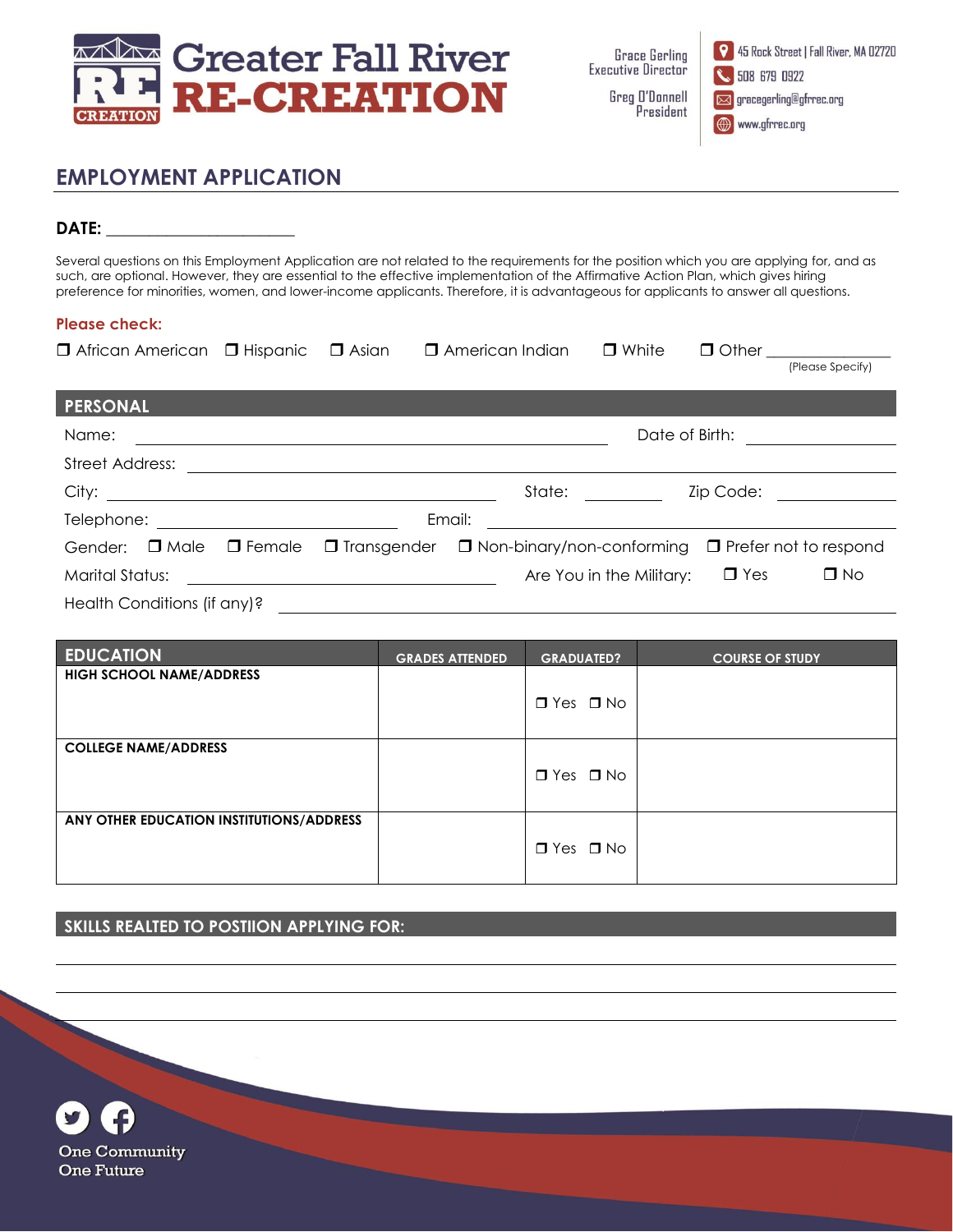# Greater Fall River RE-CREATION

Grace Gerling
Executive Director

Greg O'Donnell
President

45 Rock Street | Fall River, MA 02720
508 679 0922
gracegerling@gfrrec.org
www.gfrrec.org

## EMPLOYMENT APPLICATION

**DATE:** ______________________

Several questions on this Employment Application are not related to the requirements for the position which you are applying for, and as such, are optional. However, they are essential to the effective implementation of the Affirmative Action Plan, which gives hiring preference for minorities, women, and lower-income applicants. Therefore, it is advantageous for applicants to answer all questions.

**Please check:**

❒ African American ❒ Hispanic ❒ Asian ❒ American Indian ❒ White ❒ Other ______________ (Please Specify)

## PERSONAL

Name: ______________________________ Date of Birth: ______________

Street Address: ______________________________________________

City: ______________________ State: __________ Zip Code: __________

Telephone: ____________________ Email: ______________________________

Gender: ❒ Male ❒ Female ❒ Transgender ❒ Non-binary/non-conforming ❒ Prefer not to respond

Marital Status: ____________________ Are You in the Military: ❒ Yes ❒ No

Health Conditions (if any)? ______________________________________

| EDUCATION | GRADES ATTENDED | GRADUATED? | COURSE OF STUDY |
|---|---|---|---|
| HIGH SCHOOL NAME/ADDRESS | | ❒ Yes ❒ No | |
| COLLEGE NAME/ADDRESS | | ❒ Yes ❒ No | |
| ANY OTHER EDUCATION INSTITUTIONS/ADDRESS | | ❒ Yes ❒ No | |

## SKILLS REALTED TO POSTIION APPLYING FOR:

______________________________________________

______________________________________________

______________________________________________

One Community
One Future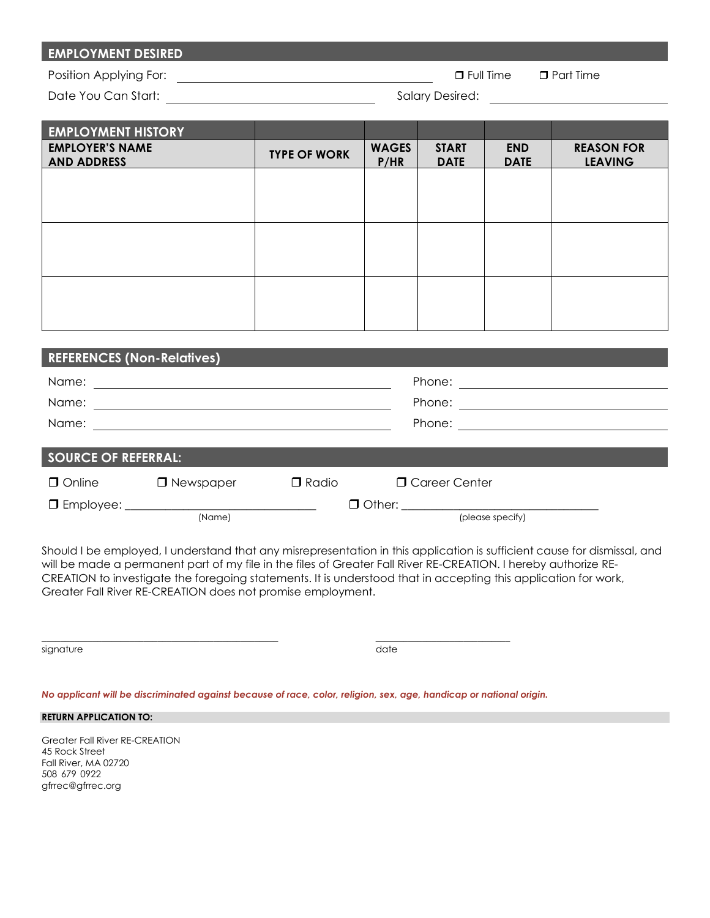## EMPLOYMENT DESIRED

Position Applying For: ______________________________ ❐ Full Time ❐ Part Time

Date You Can Start: ______________________________ Salary Desired: ______________________________

## EMPLOYMENT HISTORY

| EMPLOYER'S NAME AND ADDRESS | TYPE OF WORK | WAGES P/HR | START DATE | END DATE | REASON FOR LEAVING |
|---|---|---|---|---|---|
| | | | | | |
| | | | | | |
| | | | | | |

## REFERENCES (Non-Relatives)

Name: ______________________________ Phone: ______________________________

Name: ______________________________ Phone: ______________________________

Name: ______________________________ Phone: ______________________________

## SOURCE OF REFERRAL:

❐ Online ❐ Newspaper ❐ Radio ❐ Career Center

❐ Employee: ______________________________ (Name) ❐ Other: ______________________________ (please specify)

Should I be employed, I understand that any misrepresentation in this application is sufficient cause for dismissal, and will be made a permanent part of my file in the files of Greater Fall River RE-CREATION. I hereby authorize RE-CREATION to investigate the foregoing statements. It is understood that in accepting this application for work, Greater Fall River RE-CREATION does not promise employment.

______________________________ ______________________________

signature date

*No applicant will be discriminated against because of race, color, religion, sex, age, handicap or national origin.*

**RETURN APPLICATION TO:**

Greater Fall River RE-CREATION
45 Rock Street
Fall River, MA 02720
508 679 0922
gfrrec@gfrrec.org